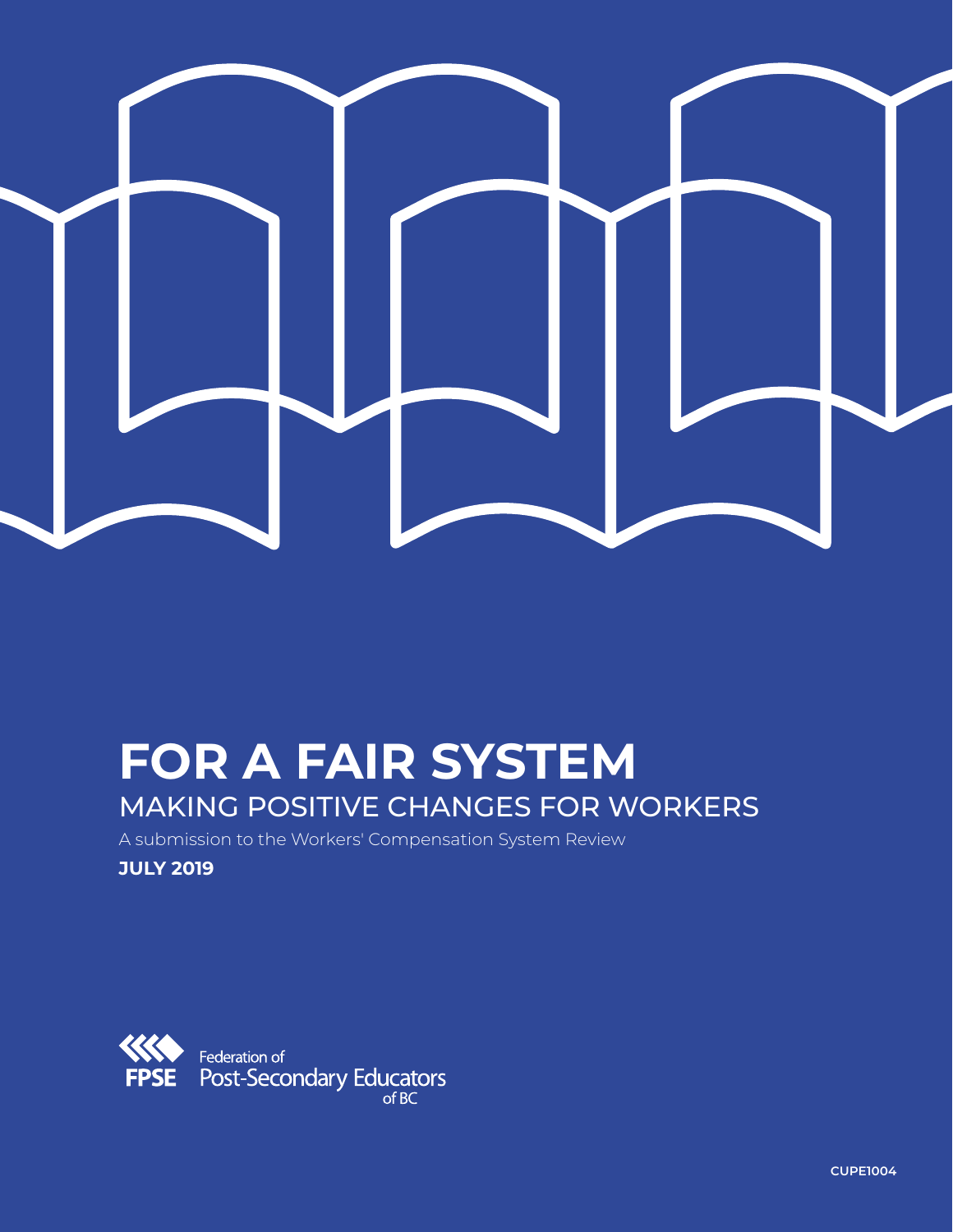# FOR A FAIR SYSTEM

## MAKING POSITIVE CHANGES FOR WORKERS

A submission to the Workers' Compensation System Review

**JULY 2019**

FPSE Federation of Post-Secondary Educators of BC

CUPE1004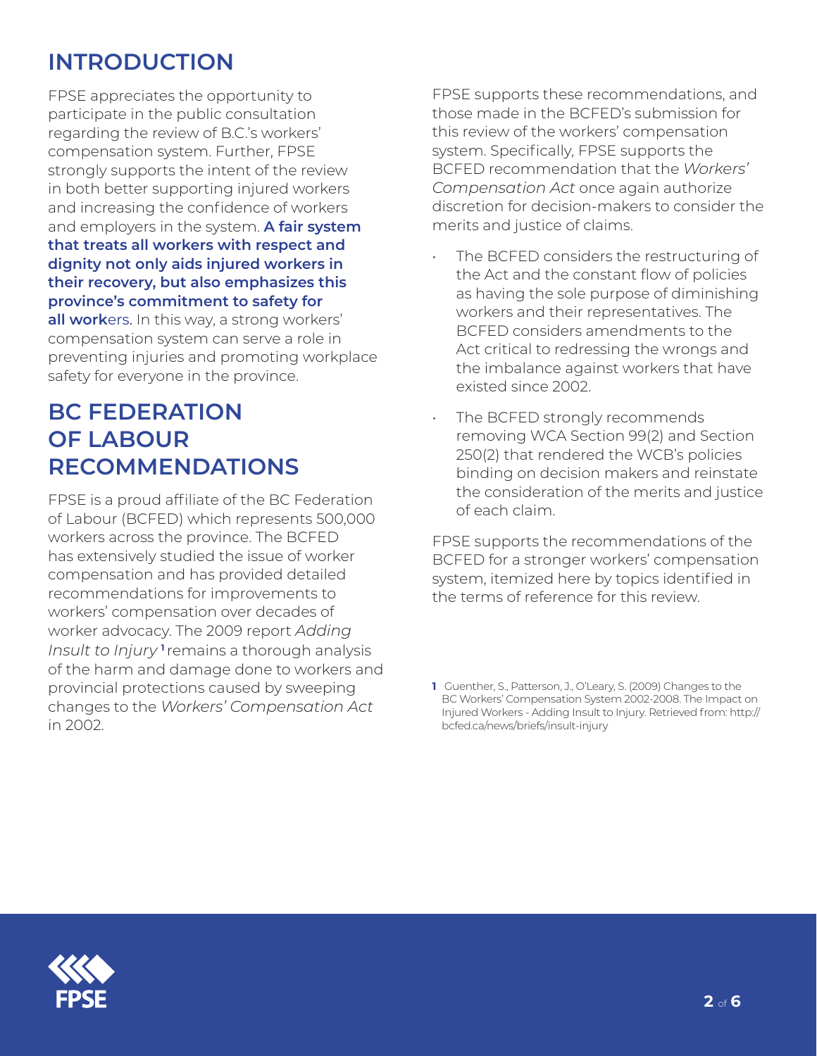## INTRODUCTION

FPSE appreciates the opportunity to participate in the public consultation regarding the review of B.C.'s workers' compensation system. Further, FPSE strongly supports the intent of the review in both better supporting injured workers and increasing the confidence of workers and employers in the system. **A fair system that treats all workers with respect and dignity not only aids injured workers in their recovery, but also emphasizes this province's commitment to safety for all work**ers. In this way, a strong workers' compensation system can serve a role in preventing injuries and promoting workplace safety for everyone in the province.

## BC FEDERATION OF LABOUR RECOMMENDATIONS

FPSE is a proud affiliate of the BC Federation of Labour (BCFED) which represents 500,000 workers across the province. The BCFED has extensively studied the issue of worker compensation and has provided detailed recommendations for improvements to workers' compensation over decades of worker advocacy. The 2009 report *Adding Insult to Injury* [1] remains a thorough analysis of the harm and damage done to workers and provincial protections caused by sweeping changes to the *Workers' Compensation Act* in 2002.

FPSE supports these recommendations, and those made in the BCFED's submission for this review of the workers' compensation system. Specifically, FPSE supports the BCFED recommendation that the *Workers' Compensation Act* once again authorize discretion for decision-makers to consider the merits and justice of claims.

- The BCFED considers the restructuring of the Act and the constant flow of policies as having the sole purpose of diminishing workers and their representatives. The BCFED considers amendments to the Act critical to redressing the wrongs and the imbalance against workers that have existed since 2002.
- The BCFED strongly recommends removing WCA Section 99(2) and Section 250(2) that rendered the WCB's policies binding on decision makers and reinstate the consideration of the merits and justice of each claim.

FPSE supports the recommendations of the BCFED for a stronger workers' compensation system, itemized here by topics identified in the terms of reference for this review.

[1] Guenther, S., Patterson, J., O'Leary, S. (2009) Changes to the BC Workers' Compensation System 2002-2008. The Impact on Injured Workers - Adding Insult to Injury. Retrieved from: http://bcfed.ca/news/briefs/insult-injury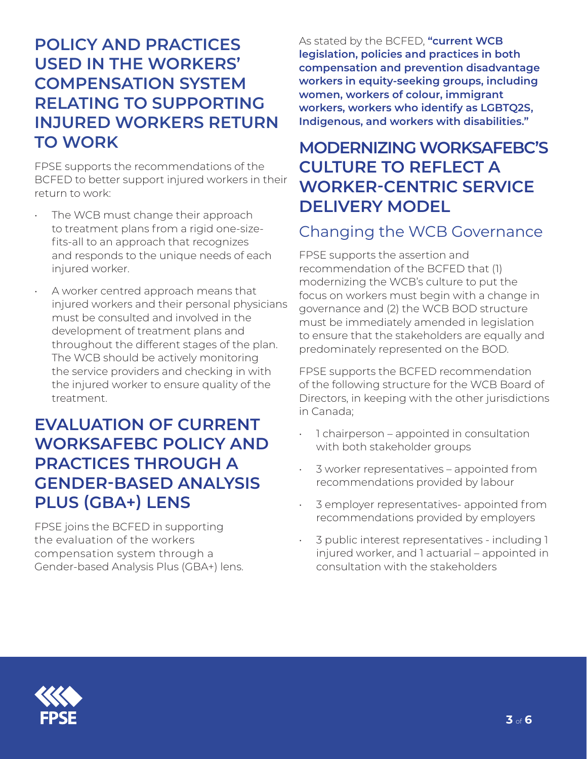## POLICY AND PRACTICES USED IN THE WORKERS' COMPENSATION SYSTEM RELATING TO SUPPORTING INJURED WORKERS RETURN TO WORK

FPSE supports the recommendations of the BCFED to better support injured workers in their return to work:

- The WCB must change their approach to treatment plans from a rigid one-size-fits-all to an approach that recognizes and responds to the unique needs of each injured worker.
- A worker centred approach means that injured workers and their personal physicians must be consulted and involved in the development of treatment plans and throughout the different stages of the plan. The WCB should be actively monitoring the service providers and checking in with the injured worker to ensure quality of the treatment.

## EVALUATION OF CURRENT WORKSAFEBC POLICY AND PRACTICES THROUGH A GENDER-BASED ANALYSIS PLUS (GBA+) LENS

FPSE joins the BCFED in supporting the evaluation of the workers compensation system through a Gender-based Analysis Plus (GBA+) lens.

As stated by the BCFED, **"current WCB legislation, policies and practices in both compensation and prevention disadvantage workers in equity-seeking groups, including women, workers of colour, immigrant workers, workers who identify as LGBTQ2S, Indigenous, and workers with disabilities."**

## MODERNIZING WORKSAFEBC'S CULTURE TO REFLECT A WORKER-CENTRIC SERVICE DELIVERY MODEL

### Changing the WCB Governance

FPSE supports the assertion and recommendation of the BCFED that (1) modernizing the WCB's culture to put the focus on workers must begin with a change in governance and (2) the WCB BOD structure must be immediately amended in legislation to ensure that the stakeholders are equally and predominately represented on the BOD.

FPSE supports the BCFED recommendation of the following structure for the WCB Board of Directors, in keeping with the other jurisdictions in Canada;

- 1 chairperson – appointed in consultation with both stakeholder groups
- 3 worker representatives – appointed from recommendations provided by labour
- 3 employer representatives- appointed from recommendations provided by employers
- 3 public interest representatives - including 1 injured worker, and 1 actuarial – appointed in consultation with the stakeholders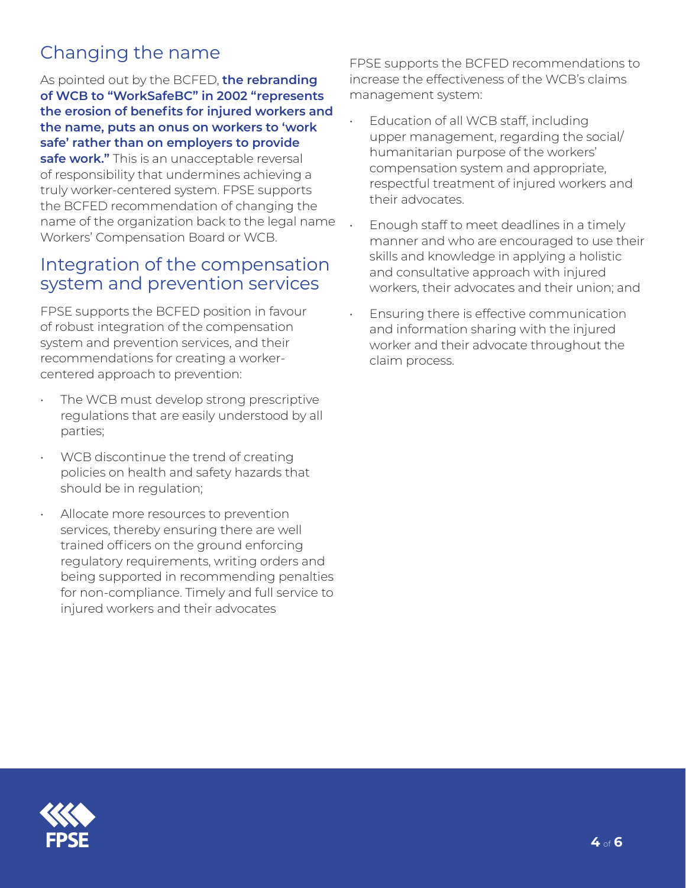## Changing the name

As pointed out by the BCFED, **the rebranding of WCB to "WorkSafeBC" in 2002 "represents the erosion of benefits for injured workers and the name, puts an onus on workers to 'work safe' rather than on employers to provide safe work."** This is an unacceptable reversal of responsibility that undermines achieving a truly worker-centered system. FPSE supports the BCFED recommendation of changing the name of the organization back to the legal name Workers' Compensation Board or WCB.

## Integration of the compensation system and prevention services

FPSE supports the BCFED position in favour of robust integration of the compensation system and prevention services, and their recommendations for creating a worker-centered approach to prevention:

- The WCB must develop strong prescriptive regulations that are easily understood by all parties;
- WCB discontinue the trend of creating policies on health and safety hazards that should be in regulation;
- Allocate more resources to prevention services, thereby ensuring there are well trained officers on the ground enforcing regulatory requirements, writing orders and being supported in recommending penalties for non-compliance. Timely and full service to injured workers and their advocates

FPSE supports the BCFED recommendations to increase the effectiveness of the WCB's claims management system:

- Education of all WCB staff, including upper management, regarding the social/humanitarian purpose of the workers' compensation system and appropriate, respectful treatment of injured workers and their advocates.
- Enough staff to meet deadlines in a timely manner and who are encouraged to use their skills and knowledge in applying a holistic and consultative approach with injured workers, their advocates and their union; and
- Ensuring there is effective communication and information sharing with the injured worker and their advocate throughout the claim process.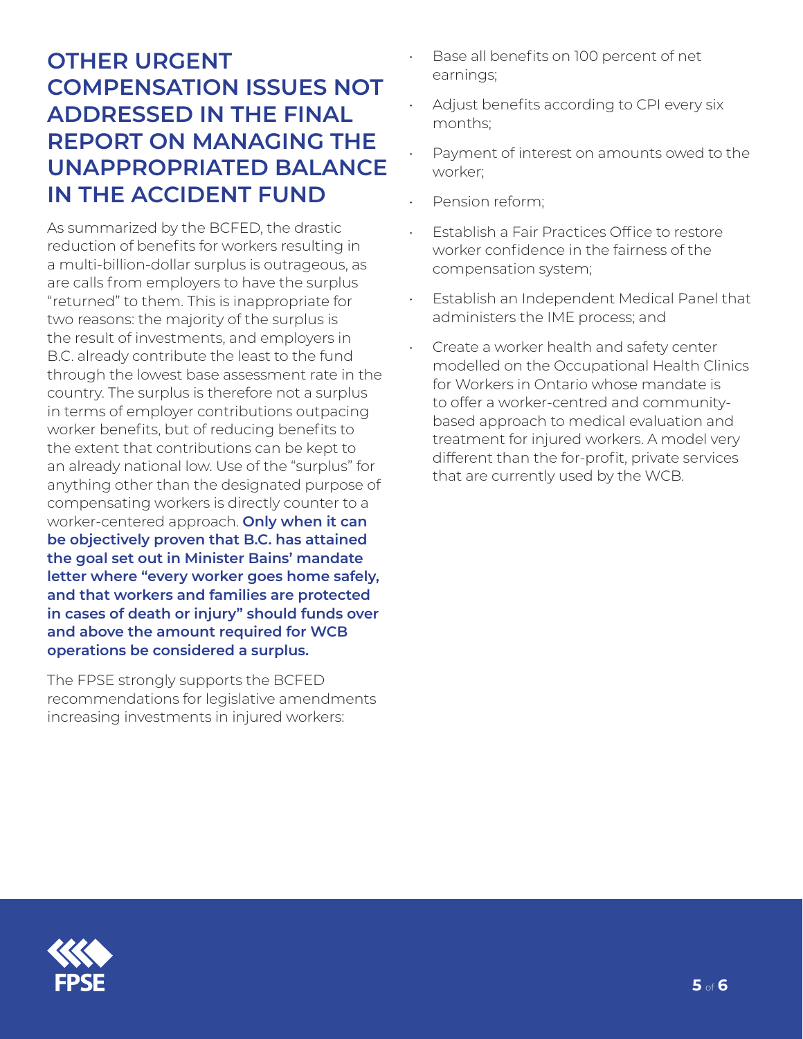## OTHER URGENT COMPENSATION ISSUES NOT ADDRESSED IN THE FINAL REPORT ON MANAGING THE UNAPPROPRIATED BALANCE IN THE ACCIDENT FUND

As summarized by the BCFED, the drastic reduction of benefits for workers resulting in a multi-billion-dollar surplus is outrageous, as are calls from employers to have the surplus "returned" to them. This is inappropriate for two reasons: the majority of the surplus is the result of investments, and employers in B.C. already contribute the least to the fund through the lowest base assessment rate in the country. The surplus is therefore not a surplus in terms of employer contributions outpacing worker benefits, but of reducing benefits to the extent that contributions can be kept to an already national low. Use of the "surplus" for anything other than the designated purpose of compensating workers is directly counter to a worker-centered approach. **Only when it can be objectively proven that B.C. has attained the goal set out in Minister Bains' mandate letter where "every worker goes home safely, and that workers and families are protected in cases of death or injury" should funds over and above the amount required for WCB operations be considered a surplus.**

The FPSE strongly supports the BCFED recommendations for legislative amendments increasing investments in injured workers:

- Base all benefits on 100 percent of net earnings;
- Adjust benefits according to CPI every six months;
- Payment of interest on amounts owed to the worker;
- Pension reform;
- Establish a Fair Practices Office to restore worker confidence in the fairness of the compensation system;
- Establish an Independent Medical Panel that administers the IME process; and
- Create a worker health and safety center modelled on the Occupational Health Clinics for Workers in Ontario whose mandate is to offer a worker-centred and community-based approach to medical evaluation and treatment for injured workers. A model very different than the for-profit, private services that are currently used by the WCB.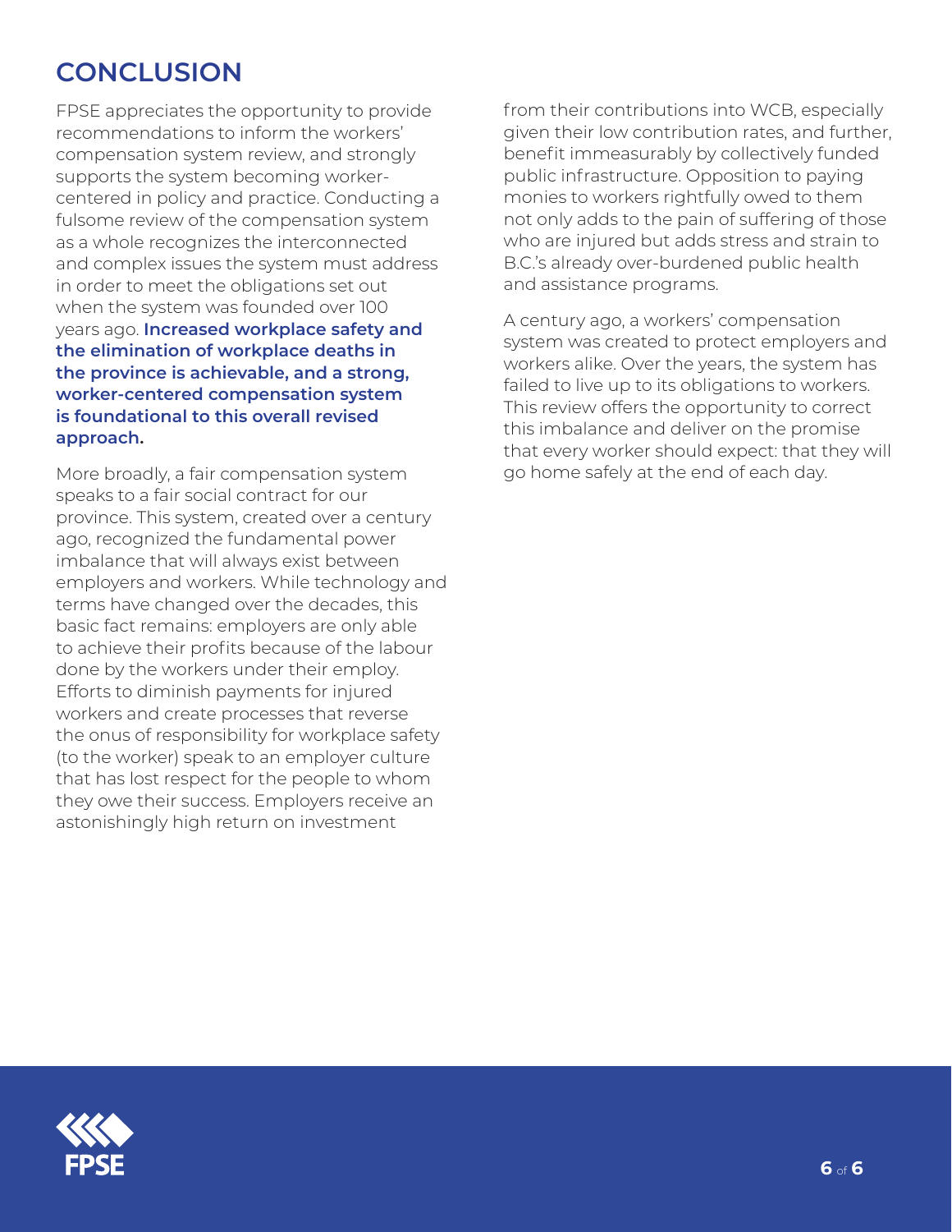## CONCLUSION

FPSE appreciates the opportunity to provide recommendations to inform the workers' compensation system review, and strongly supports the system becoming worker-centered in policy and practice. Conducting a fulsome review of the compensation system as a whole recognizes the interconnected and complex issues the system must address in order to meet the obligations set out when the system was founded over 100 years ago. **Increased workplace safety and the elimination of workplace deaths in the province is achievable, and a strong, worker-centered compensation system is foundational to this overall revised approach.**

More broadly, a fair compensation system speaks to a fair social contract for our province. This system, created over a century ago, recognized the fundamental power imbalance that will always exist between employers and workers. While technology and terms have changed over the decades, this basic fact remains: employers are only able to achieve their profits because of the labour done by the workers under their employ. Efforts to diminish payments for injured workers and create processes that reverse the onus of responsibility for workplace safety (to the worker) speak to an employer culture that has lost respect for the people to whom they owe their success. Employers receive an astonishingly high return on investment from their contributions into WCB, especially given their low contribution rates, and further, benefit immeasurably by collectively funded public infrastructure. Opposition to paying monies to workers rightfully owed to them not only adds to the pain of suffering of those who are injured but adds stress and strain to B.C.'s already over-burdened public health and assistance programs.

A century ago, a workers' compensation system was created to protect employers and workers alike. Over the years, the system has failed to live up to its obligations to workers. This review offers the opportunity to correct this imbalance and deliver on the promise that every worker should expect: that they will go home safely at the end of each day.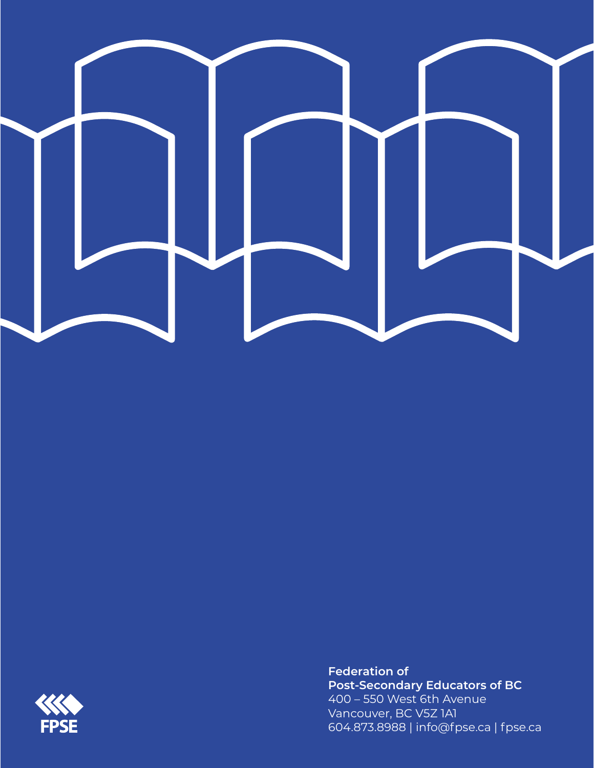FPSE

**Federation of**
**Post-Secondary Educators of BC**
400 – 550 West 6th Avenue
Vancouver, BC V5Z 1A1
604.873.8988 | info@fpse.ca | fpse.ca